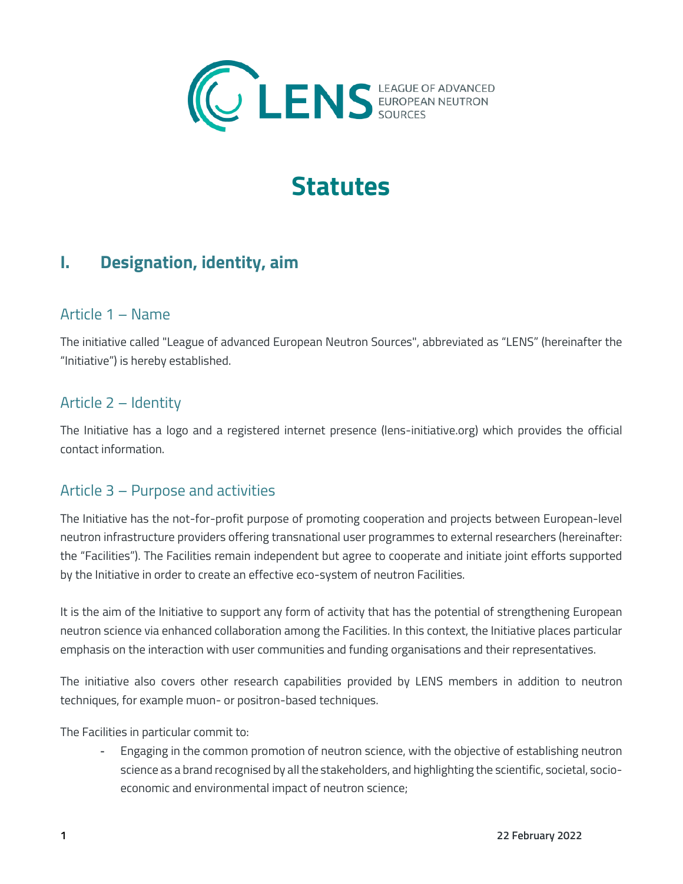LEAGUE OF ADVANCED EUROPEAN NEUTRON SOURCES

# Statutes

## I. Designation, identity, aim

### Article 1 – Name

The initiative called "League of advanced European Neutron Sources", abbreviated as "LENS" (hereinafter the "Initiative") is hereby established.

### Article 2 – Identity

The Initiative has a logo and a registered internet presence (lens-initiative.org) which provides the official contact information.

### Article 3 – Purpose and activities

The Initiative has the not-for-profit purpose of promoting cooperation and projects between European-level neutron infrastructure providers offering transnational user programmes to external researchers (hereinafter: the "Facilities"). The Facilities remain independent but agree to cooperate and initiate joint efforts supported by the Initiative in order to create an effective eco-system of neutron Facilities.

It is the aim of the Initiative to support any form of activity that has the potential of strengthening European neutron science via enhanced collaboration among the Facilities. In this context, the Initiative places particular emphasis on the interaction with user communities and funding organisations and their representatives.

The initiative also covers other research capabilities provided by LENS members in addition to neutron techniques, for example muon- or positron-based techniques.

The Facilities in particular commit to:

- Engaging in the common promotion of neutron science, with the objective of establishing neutron science as a brand recognised by all the stakeholders, and highlighting the scientific, societal, socio-economic and environmental impact of neutron science;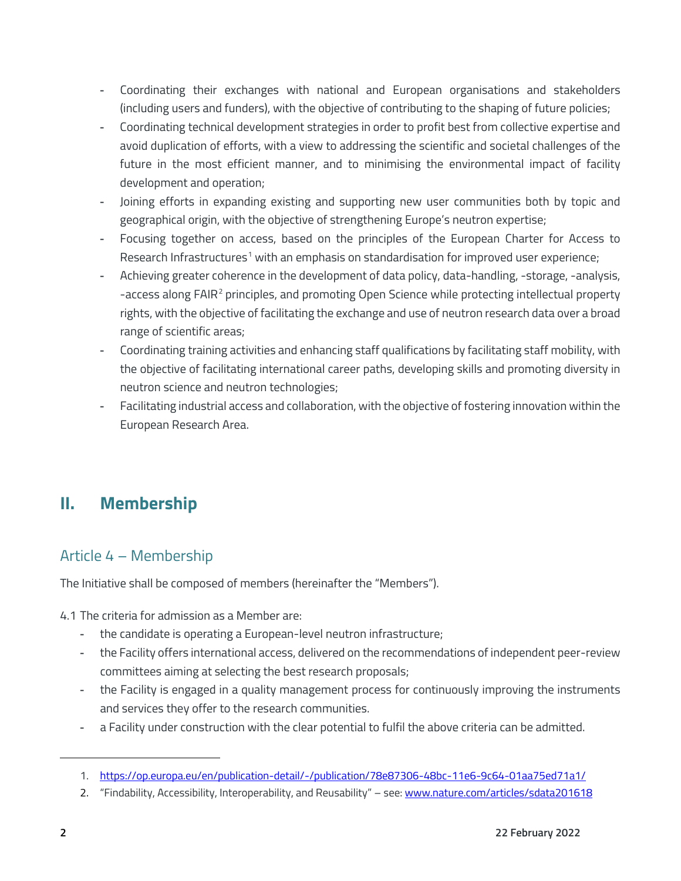- Coordinating their exchanges with national and European organisations and stakeholders (including users and funders), with the objective of contributing to the shaping of future policies;
- Coordinating technical development strategies in order to profit best from collective expertise and avoid duplication of efforts, with a view to addressing the scientific and societal challenges of the future in the most efficient manner, and to minimising the environmental impact of facility development and operation;
- Joining efforts in expanding existing and supporting new user communities both by topic and geographical origin, with the objective of strengthening Europe's neutron expertise;
- Focusing together on access, based on the principles of the European Charter for Access to Research Infrastructures[1] with an emphasis on standardisation for improved user experience;
- Achieving greater coherence in the development of data policy, data-handling, -storage, -analysis, -access along FAIR[2] principles, and promoting Open Science while protecting intellectual property rights, with the objective of facilitating the exchange and use of neutron research data over a broad range of scientific areas;
- Coordinating training activities and enhancing staff qualifications by facilitating staff mobility, with the objective of facilitating international career paths, developing skills and promoting diversity in neutron science and neutron technologies;
- Facilitating industrial access and collaboration, with the objective of fostering innovation within the European Research Area.

# II. Membership

## Article 4 – Membership

The Initiative shall be composed of members (hereinafter the "Members").

4.1 The criteria for admission as a Member are:

- the candidate is operating a European-level neutron infrastructure;
- the Facility offers international access, delivered on the recommendations of independent peer-review committees aiming at selecting the best research proposals;
- the Facility is engaged in a quality management process for continuously improving the instruments and services they offer to the research communities.
- a Facility under construction with the clear potential to fulfil the above criteria can be admitted.

1. https://op.europa.eu/en/publication-detail/-/publication/78e87306-48bc-11e6-9c64-01aa75ed71a1/
2. "Findability, Accessibility, Interoperability, and Reusability" – see: www.nature.com/articles/sdata201618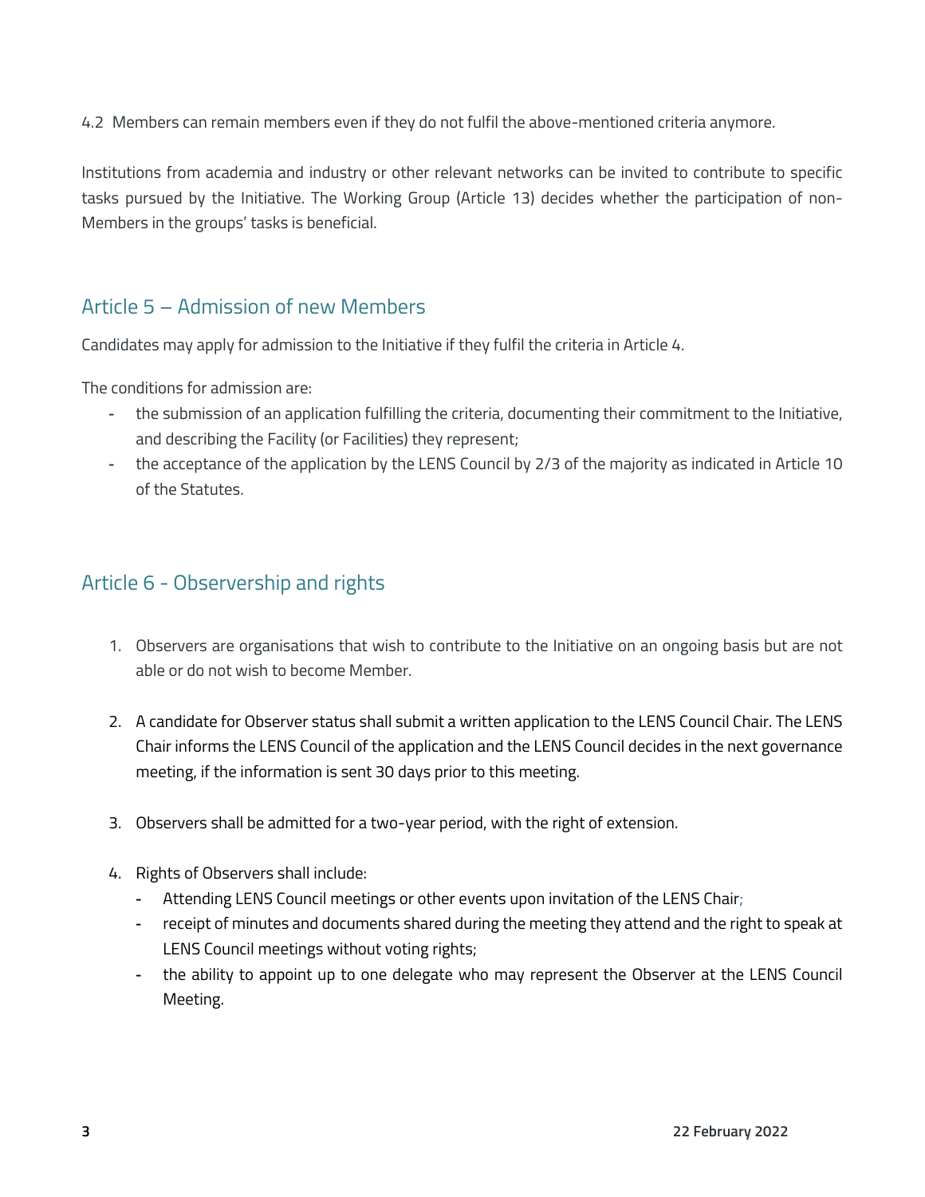4.2 Members can remain members even if they do not fulfil the above-mentioned criteria anymore.

Institutions from academia and industry or other relevant networks can be invited to contribute to specific tasks pursued by the Initiative. The Working Group (Article 13) decides whether the participation of non-Members in the groups' tasks is beneficial.

## Article 5 – Admission of new Members

Candidates may apply for admission to the Initiative if they fulfil the criteria in Article 4.

The conditions for admission are:

- the submission of an application fulfilling the criteria, documenting their commitment to the Initiative, and describing the Facility (or Facilities) they represent;
- the acceptance of the application by the LENS Council by 2/3 of the majority as indicated in Article 10 of the Statutes.

## Article 6 - Observership and rights

1. Observers are organisations that wish to contribute to the Initiative on an ongoing basis but are not able or do not wish to become Member.

2. A candidate for Observer status shall submit a written application to the LENS Council Chair. The LENS Chair informs the LENS Council of the application and the LENS Council decides in the next governance meeting, if the information is sent 30 days prior to this meeting.

3. Observers shall be admitted for a two-year period, with the right of extension.

4. Rights of Observers shall include:
   - Attending LENS Council meetings or other events upon invitation of the LENS Chair;
   - receipt of minutes and documents shared during the meeting they attend and the right to speak at LENS Council meetings without voting rights;
   - the ability to appoint up to one delegate who may represent the Observer at the LENS Council Meeting.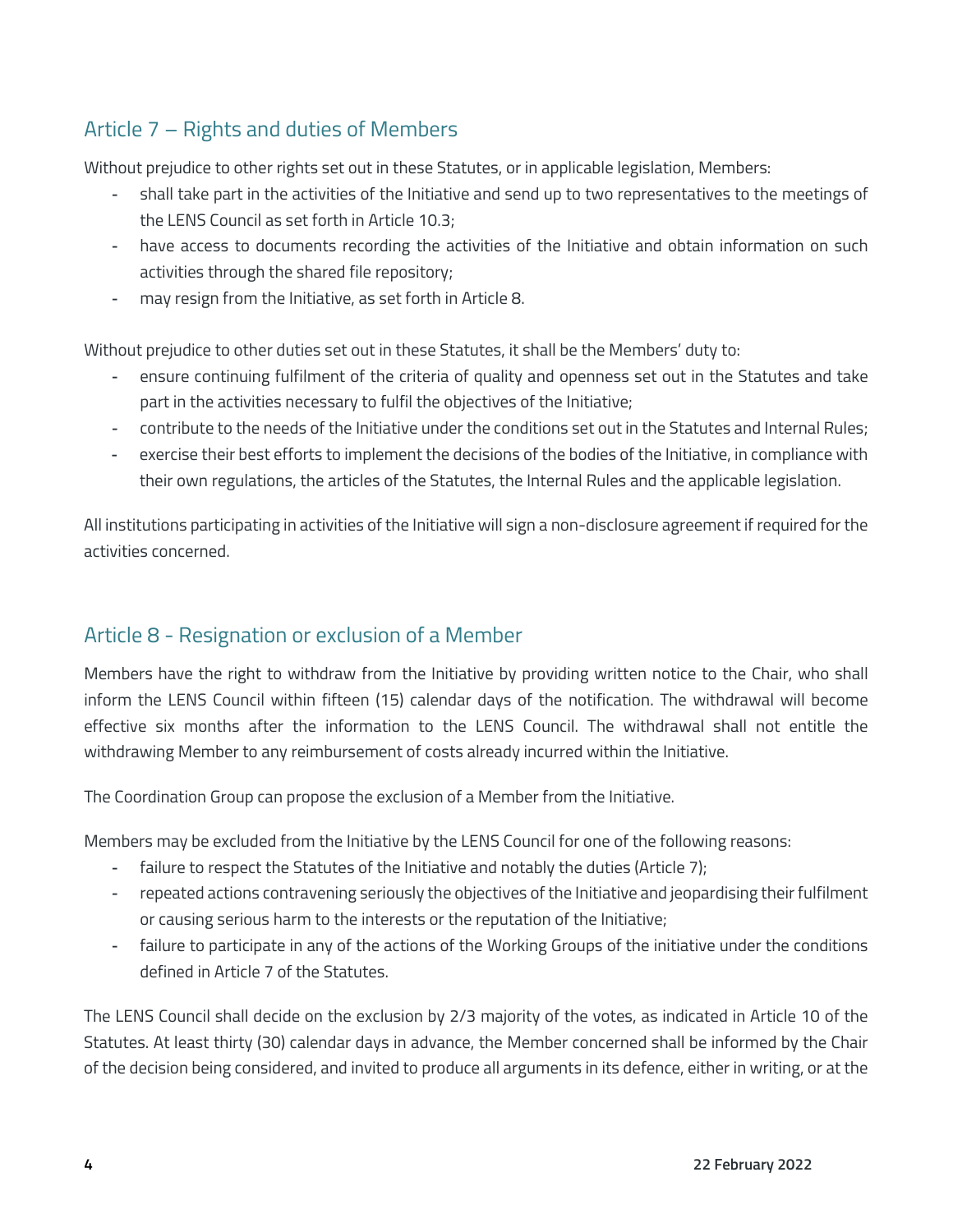## Article 7 – Rights and duties of Members

Without prejudice to other rights set out in these Statutes, or in applicable legislation, Members:

- shall take part in the activities of the Initiative and send up to two representatives to the meetings of the LENS Council as set forth in Article 10.3;
- have access to documents recording the activities of the Initiative and obtain information on such activities through the shared file repository;
- may resign from the Initiative, as set forth in Article 8.

Without prejudice to other duties set out in these Statutes, it shall be the Members' duty to:

- ensure continuing fulfilment of the criteria of quality and openness set out in the Statutes and take part in the activities necessary to fulfil the objectives of the Initiative;
- contribute to the needs of the Initiative under the conditions set out in the Statutes and Internal Rules;
- exercise their best efforts to implement the decisions of the bodies of the Initiative, in compliance with their own regulations, the articles of the Statutes, the Internal Rules and the applicable legislation.

All institutions participating in activities of the Initiative will sign a non-disclosure agreement if required for the activities concerned.

## Article 8 - Resignation or exclusion of a Member

Members have the right to withdraw from the Initiative by providing written notice to the Chair, who shall inform the LENS Council within fifteen (15) calendar days of the notification. The withdrawal will become effective six months after the information to the LENS Council. The withdrawal shall not entitle the withdrawing Member to any reimbursement of costs already incurred within the Initiative.

The Coordination Group can propose the exclusion of a Member from the Initiative.

Members may be excluded from the Initiative by the LENS Council for one of the following reasons:

- failure to respect the Statutes of the Initiative and notably the duties (Article 7);
- repeated actions contravening seriously the objectives of the Initiative and jeopardising their fulfilment or causing serious harm to the interests or the reputation of the Initiative;
- failure to participate in any of the actions of the Working Groups of the initiative under the conditions defined in Article 7 of the Statutes.

The LENS Council shall decide on the exclusion by 2/3 majority of the votes, as indicated in Article 10 of the Statutes. At least thirty (30) calendar days in advance, the Member concerned shall be informed by the Chair of the decision being considered, and invited to produce all arguments in its defence, either in writing, or at the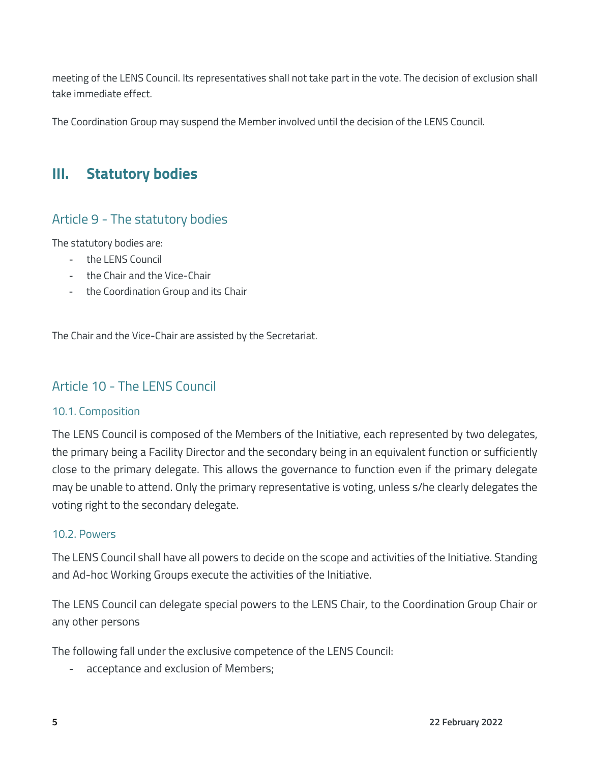meeting of the LENS Council. Its representatives shall not take part in the vote. The decision of exclusion shall take immediate effect.

The Coordination Group may suspend the Member involved until the decision of the LENS Council.

# III. Statutory bodies

## Article 9 - The statutory bodies

The statutory bodies are:

- the LENS Council
- the Chair and the Vice-Chair
- the Coordination Group and its Chair

The Chair and the Vice-Chair are assisted by the Secretariat.

## Article 10 - The LENS Council

### 10.1. Composition

The LENS Council is composed of the Members of the Initiative, each represented by two delegates, the primary being a Facility Director and the secondary being in an equivalent function or sufficiently close to the primary delegate. This allows the governance to function even if the primary delegate may be unable to attend. Only the primary representative is voting, unless s/he clearly delegates the voting right to the secondary delegate.

### 10.2. Powers

The LENS Council shall have all powers to decide on the scope and activities of the Initiative. Standing and Ad-hoc Working Groups execute the activities of the Initiative.

The LENS Council can delegate special powers to the LENS Chair, to the Coordination Group Chair or any other persons

The following fall under the exclusive competence of the LENS Council:

- acceptance and exclusion of Members;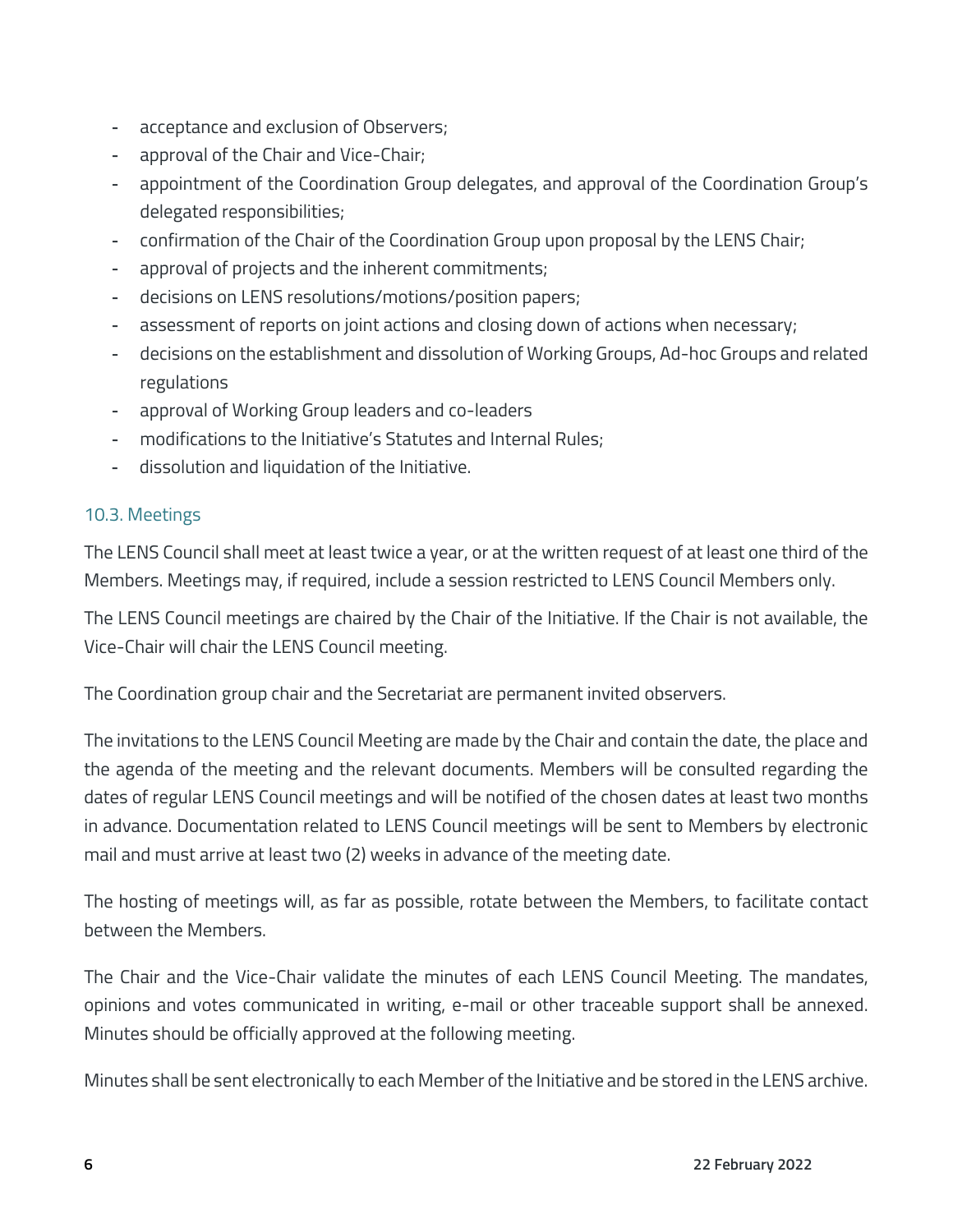- acceptance and exclusion of Observers;
- approval of the Chair and Vice-Chair;
- appointment of the Coordination Group delegates, and approval of the Coordination Group's delegated responsibilities;
- confirmation of the Chair of the Coordination Group upon proposal by the LENS Chair;
- approval of projects and the inherent commitments;
- decisions on LENS resolutions/motions/position papers;
- assessment of reports on joint actions and closing down of actions when necessary;
- decisions on the establishment and dissolution of Working Groups, Ad-hoc Groups and related regulations
- approval of Working Group leaders and co-leaders
- modifications to the Initiative's Statutes and Internal Rules;
- dissolution and liquidation of the Initiative.

### 10.3. Meetings

The LENS Council shall meet at least twice a year, or at the written request of at least one third of the Members. Meetings may, if required, include a session restricted to LENS Council Members only.

The LENS Council meetings are chaired by the Chair of the Initiative. If the Chair is not available, the Vice-Chair will chair the LENS Council meeting.

The Coordination group chair and the Secretariat are permanent invited observers.

The invitations to the LENS Council Meeting are made by the Chair and contain the date, the place and the agenda of the meeting and the relevant documents. Members will be consulted regarding the dates of regular LENS Council meetings and will be notified of the chosen dates at least two months in advance. Documentation related to LENS Council meetings will be sent to Members by electronic mail and must arrive at least two (2) weeks in advance of the meeting date.

The hosting of meetings will, as far as possible, rotate between the Members, to facilitate contact between the Members.

The Chair and the Vice-Chair validate the minutes of each LENS Council Meeting. The mandates, opinions and votes communicated in writing, e-mail or other traceable support shall be annexed. Minutes should be officially approved at the following meeting.

Minutes shall be sent electronically to each Member of the Initiative and be stored in the LENS archive.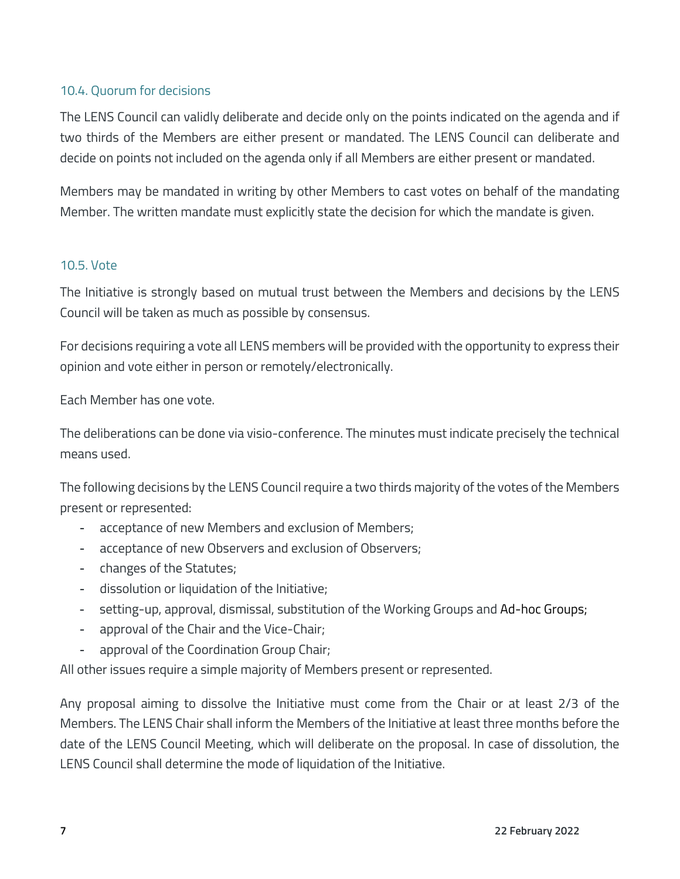### 10.4. Quorum for decisions

The LENS Council can validly deliberate and decide only on the points indicated on the agenda and if two thirds of the Members are either present or mandated. The LENS Council can deliberate and decide on points not included on the agenda only if all Members are either present or mandated.

Members may be mandated in writing by other Members to cast votes on behalf of the mandating Member. The written mandate must explicitly state the decision for which the mandate is given.

### 10.5. Vote

The Initiative is strongly based on mutual trust between the Members and decisions by the LENS Council will be taken as much as possible by consensus.

For decisions requiring a vote all LENS members will be provided with the opportunity to express their opinion and vote either in person or remotely/electronically.

Each Member has one vote.

The deliberations can be done via visio-conference. The minutes must indicate precisely the technical means used.

The following decisions by the LENS Council require a two thirds majority of the votes of the Members present or represented:

- acceptance of new Members and exclusion of Members;
- acceptance of new Observers and exclusion of Observers;
- changes of the Statutes;
- dissolution or liquidation of the Initiative;
- setting-up, approval, dismissal, substitution of the Working Groups and Ad-hoc Groups;
- approval of the Chair and the Vice-Chair;
- approval of the Coordination Group Chair;

All other issues require a simple majority of Members present or represented.

Any proposal aiming to dissolve the Initiative must come from the Chair or at least 2/3 of the Members. The LENS Chair shall inform the Members of the Initiative at least three months before the date of the LENS Council Meeting, which will deliberate on the proposal. In case of dissolution, the LENS Council shall determine the mode of liquidation of the Initiative.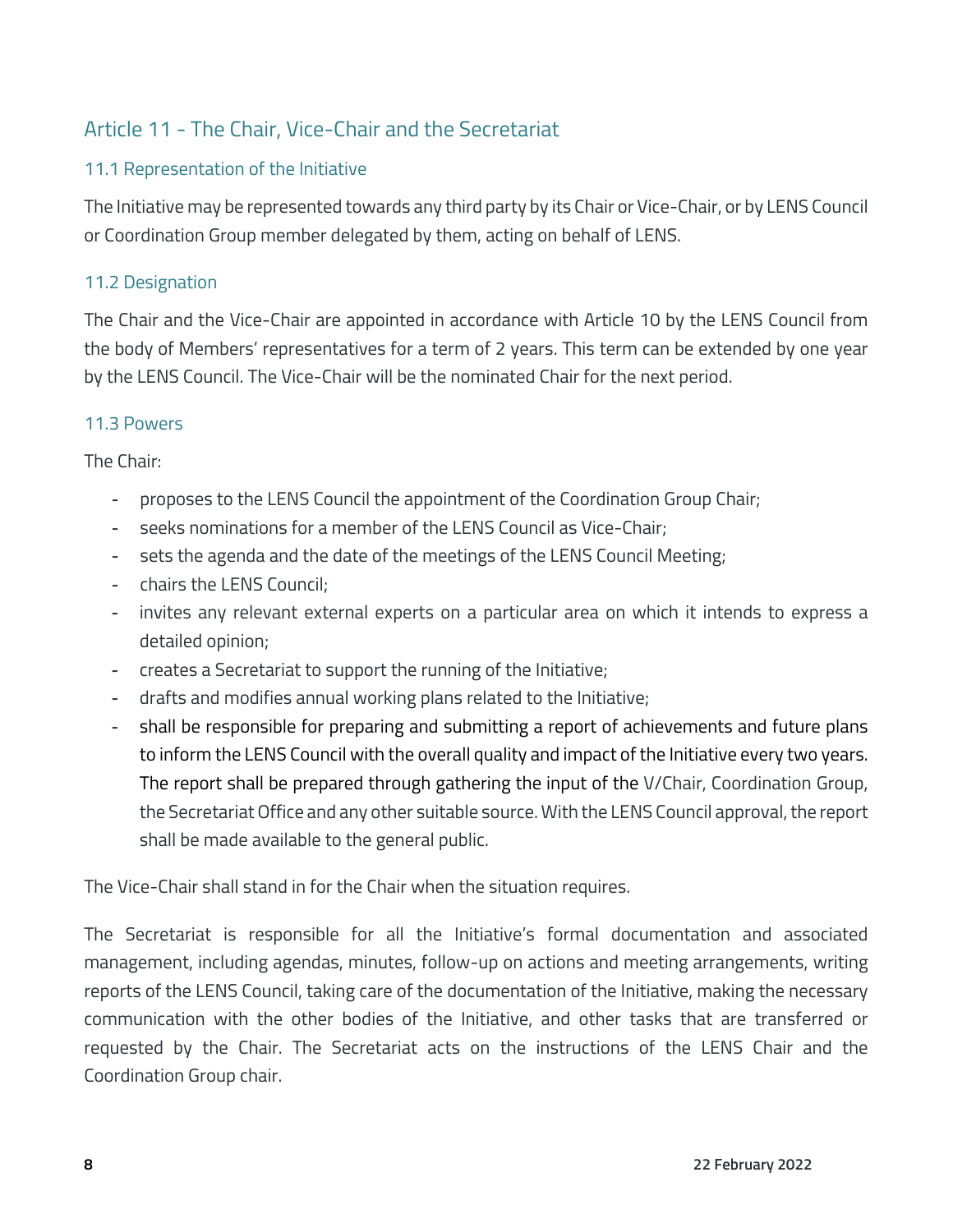## Article 11 - The Chair, Vice-Chair and the Secretariat

### 11.1 Representation of the Initiative

The Initiative may be represented towards any third party by its Chair or Vice-Chair, or by LENS Council or Coordination Group member delegated by them, acting on behalf of LENS.

### 11.2 Designation

The Chair and the Vice-Chair are appointed in accordance with Article 10 by the LENS Council from the body of Members' representatives for a term of 2 years. This term can be extended by one year by the LENS Council. The Vice-Chair will be the nominated Chair for the next period.

### 11.3 Powers

The Chair:

- proposes to the LENS Council the appointment of the Coordination Group Chair;
- seeks nominations for a member of the LENS Council as Vice-Chair;
- sets the agenda and the date of the meetings of the LENS Council Meeting;
- chairs the LENS Council;
- invites any relevant external experts on a particular area on which it intends to express a detailed opinion;
- creates a Secretariat to support the running of the Initiative;
- drafts and modifies annual working plans related to the Initiative;
- shall be responsible for preparing and submitting a report of achievements and future plans to inform the LENS Council with the overall quality and impact of the Initiative every two years. The report shall be prepared through gathering the input of the V/Chair, Coordination Group, the Secretariat Office and any other suitable source. With the LENS Council approval, the report shall be made available to the general public.

The Vice-Chair shall stand in for the Chair when the situation requires.

The Secretariat is responsible for all the Initiative's formal documentation and associated management, including agendas, minutes, follow-up on actions and meeting arrangements, writing reports of the LENS Council, taking care of the documentation of the Initiative, making the necessary communication with the other bodies of the Initiative, and other tasks that are transferred or requested by the Chair. The Secretariat acts on the instructions of the LENS Chair and the Coordination Group chair.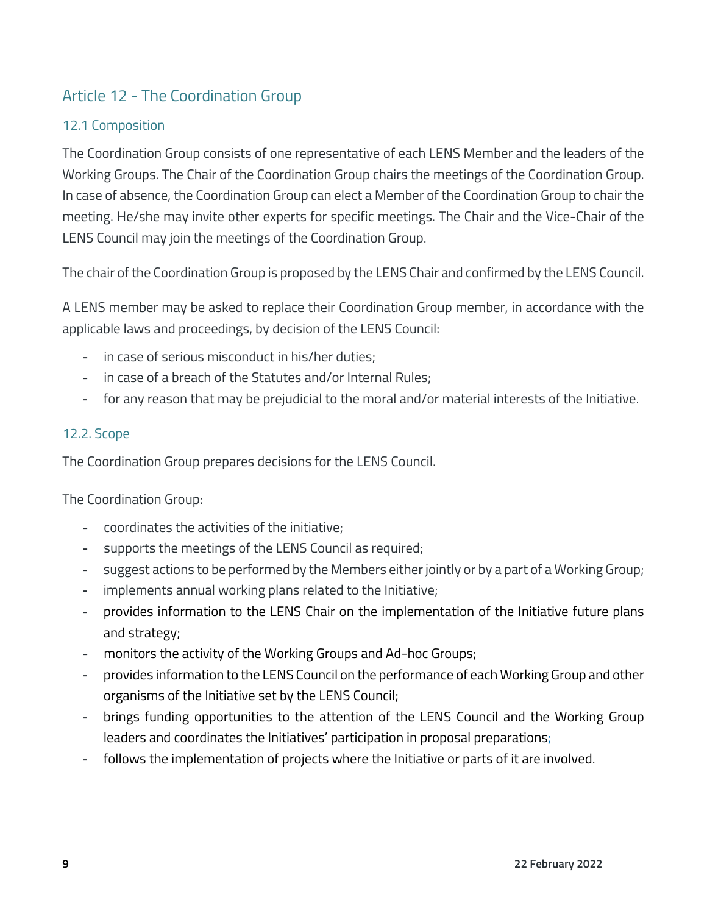## Article 12 - The Coordination Group

### 12.1 Composition

The Coordination Group consists of one representative of each LENS Member and the leaders of the Working Groups. The Chair of the Coordination Group chairs the meetings of the Coordination Group. In case of absence, the Coordination Group can elect a Member of the Coordination Group to chair the meeting. He/she may invite other experts for specific meetings. The Chair and the Vice-Chair of the LENS Council may join the meetings of the Coordination Group.

The chair of the Coordination Group is proposed by the LENS Chair and confirmed by the LENS Council.

A LENS member may be asked to replace their Coordination Group member, in accordance with the applicable laws and proceedings, by decision of the LENS Council:

- in case of serious misconduct in his/her duties;
- in case of a breach of the Statutes and/or Internal Rules;
- for any reason that may be prejudicial to the moral and/or material interests of the Initiative.

### 12.2. Scope

The Coordination Group prepares decisions for the LENS Council.

The Coordination Group:

- coordinates the activities of the initiative;
- supports the meetings of the LENS Council as required;
- suggest actions to be performed by the Members either jointly or by a part of a Working Group;
- implements annual working plans related to the Initiative;
- provides information to the LENS Chair on the implementation of the Initiative future plans and strategy;
- monitors the activity of the Working Groups and Ad-hoc Groups;
- provides information to the LENS Council on the performance of each Working Group and other organisms of the Initiative set by the LENS Council;
- brings funding opportunities to the attention of the LENS Council and the Working Group leaders and coordinates the Initiatives' participation in proposal preparations;
- follows the implementation of projects where the Initiative or parts of it are involved.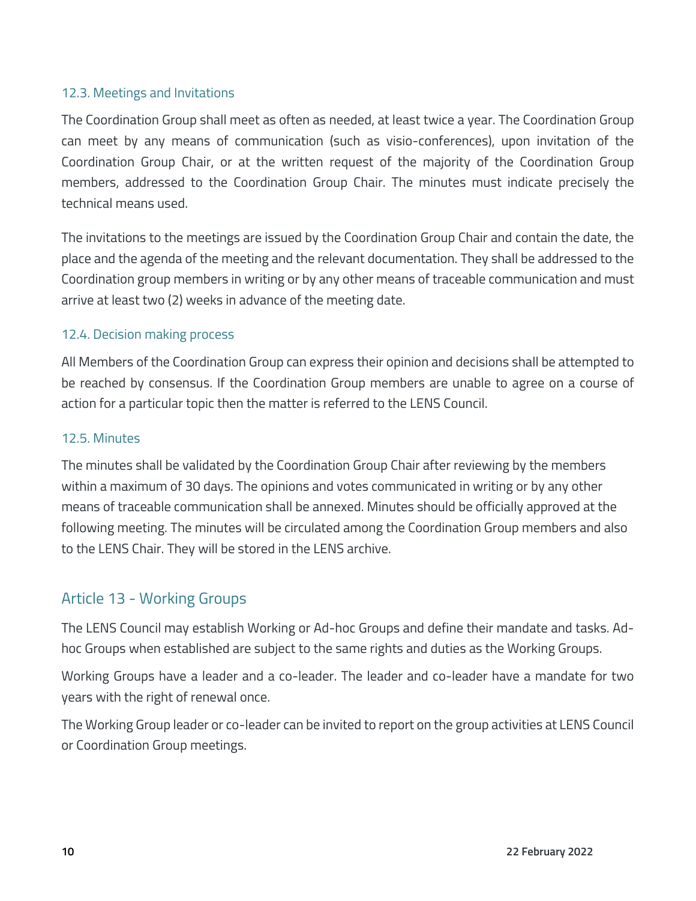### 12.3. Meetings and Invitations

The Coordination Group shall meet as often as needed, at least twice a year. The Coordination Group can meet by any means of communication (such as visio-conferences), upon invitation of the Coordination Group Chair, or at the written request of the majority of the Coordination Group members, addressed to the Coordination Group Chair. The minutes must indicate precisely the technical means used.

The invitations to the meetings are issued by the Coordination Group Chair and contain the date, the place and the agenda of the meeting and the relevant documentation. They shall be addressed to the Coordination group members in writing or by any other means of traceable communication and must arrive at least two (2) weeks in advance of the meeting date.

### 12.4. Decision making process

All Members of the Coordination Group can express their opinion and decisions shall be attempted to be reached by consensus. If the Coordination Group members are unable to agree on a course of action for a particular topic then the matter is referred to the LENS Council.

### 12.5. Minutes

The minutes shall be validated by the Coordination Group Chair after reviewing by the members within a maximum of 30 days. The opinions and votes communicated in writing or by any other means of traceable communication shall be annexed. Minutes should be officially approved at the following meeting. The minutes will be circulated among the Coordination Group members and also to the LENS Chair. They will be stored in the LENS archive.

## Article 13 - Working Groups

The LENS Council may establish Working or Ad-hoc Groups and define their mandate and tasks. Ad-hoc Groups when established are subject to the same rights and duties as the Working Groups.

Working Groups have a leader and a co-leader. The leader and co-leader have a mandate for two years with the right of renewal once.

The Working Group leader or co-leader can be invited to report on the group activities at LENS Council or Coordination Group meetings.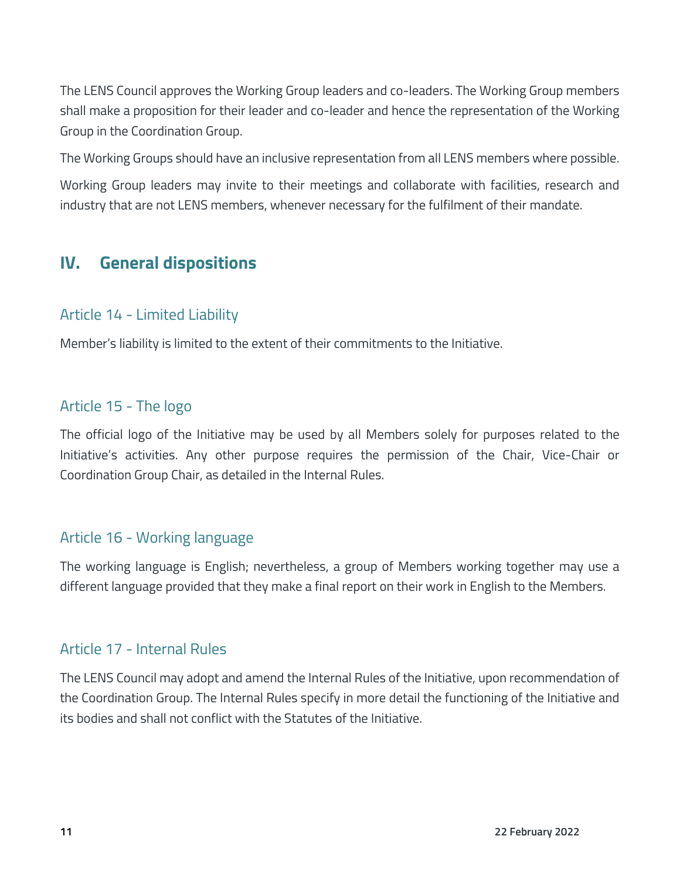The LENS Council approves the Working Group leaders and co-leaders. The Working Group members shall make a proposition for their leader and co-leader and hence the representation of the Working Group in the Coordination Group.

The Working Groups should have an inclusive representation from all LENS members where possible.

Working Group leaders may invite to their meetings and collaborate with facilities, research and industry that are not LENS members, whenever necessary for the fulfilment of their mandate.

## IV. General dispositions

### Article 14 - Limited Liability

Member's liability is limited to the extent of their commitments to the Initiative.

### Article 15 - The logo

The official logo of the Initiative may be used by all Members solely for purposes related to the Initiative's activities. Any other purpose requires the permission of the Chair, Vice-Chair or Coordination Group Chair, as detailed in the Internal Rules.

### Article 16 - Working language

The working language is English; nevertheless, a group of Members working together may use a different language provided that they make a final report on their work in English to the Members.

### Article 17 - Internal Rules

The LENS Council may adopt and amend the Internal Rules of the Initiative, upon recommendation of the Coordination Group. The Internal Rules specify in more detail the functioning of the Initiative and its bodies and shall not conflict with the Statutes of the Initiative.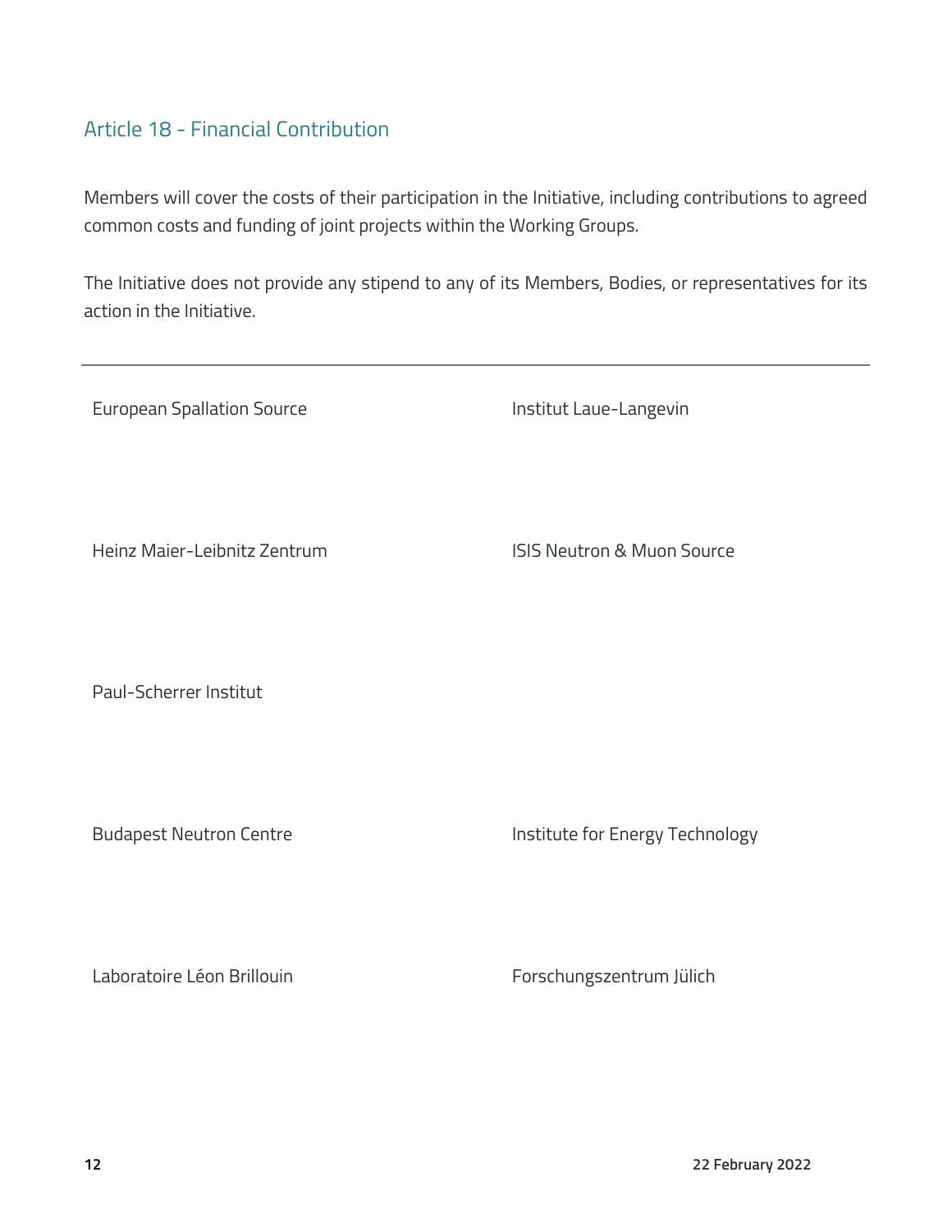## Article 18 - Financial Contribution

Members will cover the costs of their participation in the Initiative, including contributions to agreed common costs and funding of joint projects within the Working Groups.

The Initiative does not provide any stipend to any of its Members, Bodies, or representatives for its action in the Initiative.

---

| | |
|---|---|
| European Spallation Source | Institut Laue-Langevin |
| Heinz Maier-Leibnitz Zentrum | ISIS Neutron & Muon Source |
| Paul-Scherrer Institut | |
| Budapest Neutron Centre | Institute for Energy Technology |
| Laboratoire Léon Brillouin | Forschungszentrum Jülich |

22 February 2022